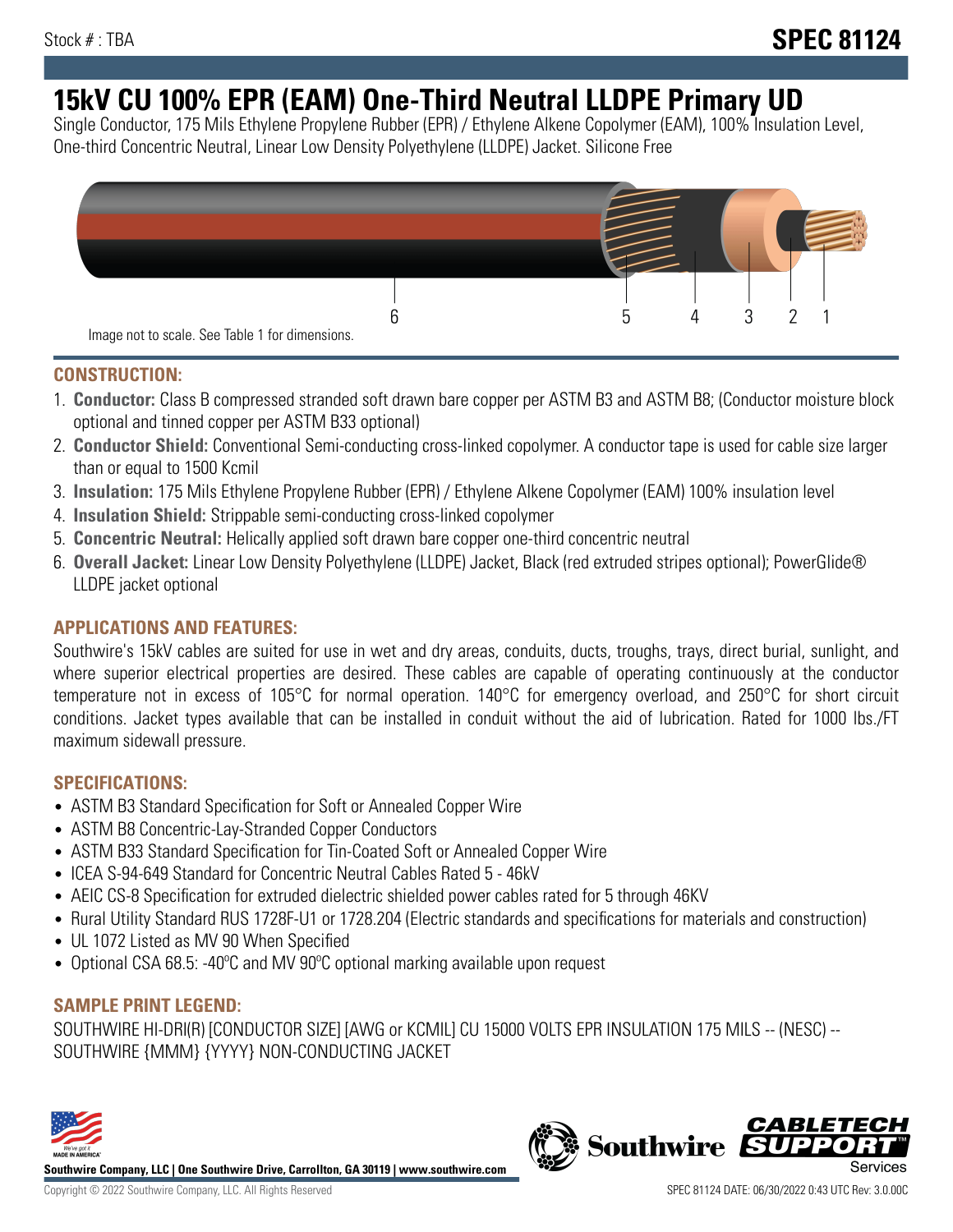Stock # : TBA

# SPEC 81124

# 15kV CU 100% EPR (EAM) One-Third Neutral LLDPE Primary UD

Single Conductor, 175 Mils Ethylene Propylene Rubber (EPR) / Ethylene Alkene Copolymer (EAM), 100% Insulation Level, One-third Concentric Neutral, Linear Low Density Polyethylene (LLDPE) Jacket. Silicone Free

6 5 4 3 2 1

Image not to scale. See Table 1 for dimensions.

## CONSTRUCTION:

1. **Conductor:** Class B compressed stranded soft drawn bare copper per ASTM B3 and ASTM B8; (Conductor moisture block optional and tinned copper per ASTM B33 optional)
2. **Conductor Shield:** Conventional Semi-conducting cross-linked copolymer. A conductor tape is used for cable size larger than or equal to 1500 Kcmil
3. **Insulation:** 175 Mils Ethylene Propylene Rubber (EPR) / Ethylene Alkene Copolymer (EAM) 100% insulation level
4. **Insulation Shield:** Strippable semi-conducting cross-linked copolymer
5. **Concentric Neutral:** Helically applied soft drawn bare copper one-third concentric neutral
6. **Overall Jacket:** Linear Low Density Polyethylene (LLDPE) Jacket, Black (red extruded stripes optional); PowerGlide® LLDPE jacket optional

## APPLICATIONS AND FEATURES:

Southwire's 15kV cables are suited for use in wet and dry areas, conduits, ducts, troughs, trays, direct burial, sunlight, and where superior electrical properties are desired. These cables are capable of operating continuously at the conductor temperature not in excess of 105°C for normal operation. 140°C for emergency overload, and 250°C for short circuit conditions. Jacket types available that can be installed in conduit without the aid of lubrication. Rated for 1000 lbs./FT maximum sidewall pressure.

## SPECIFICATIONS:

- ASTM B3 Standard Specification for Soft or Annealed Copper Wire
- ASTM B8 Concentric-Lay-Stranded Copper Conductors
- ASTM B33 Standard Specification for Tin-Coated Soft or Annealed Copper Wire
- ICEA S-94-649 Standard for Concentric Neutral Cables Rated 5 - 46kV
- AEIC CS-8 Specification for extruded dielectric shielded power cables rated for 5 through 46KV
- Rural Utility Standard RUS 1728F-U1 or 1728.204 (Electric standards and specifications for materials and construction)
- UL 1072 Listed as MV 90 When Specified
- Optional CSA 68.5: -40ºC and MV 90ºC optional marking available upon request

## SAMPLE PRINT LEGEND:

SOUTHWIRE HI-DRI(R) [CONDUCTOR SIZE] [AWG or KCMIL] CU 15000 VOLTS EPR INSULATION 175 MILS -- (NESC) -- SOUTHWIRE {MMM} {YYYY} NON-CONDUCTING JACKET

**Southwire Company, LLC | One Southwire Drive, Carrollton, GA 30119 | www.southwire.com**

Copyright © 2022 Southwire Company, LLC. All Rights Reserved

SPEC 81124 DATE: 06/30/2022 0:43 UTC Rev: 3.0.00C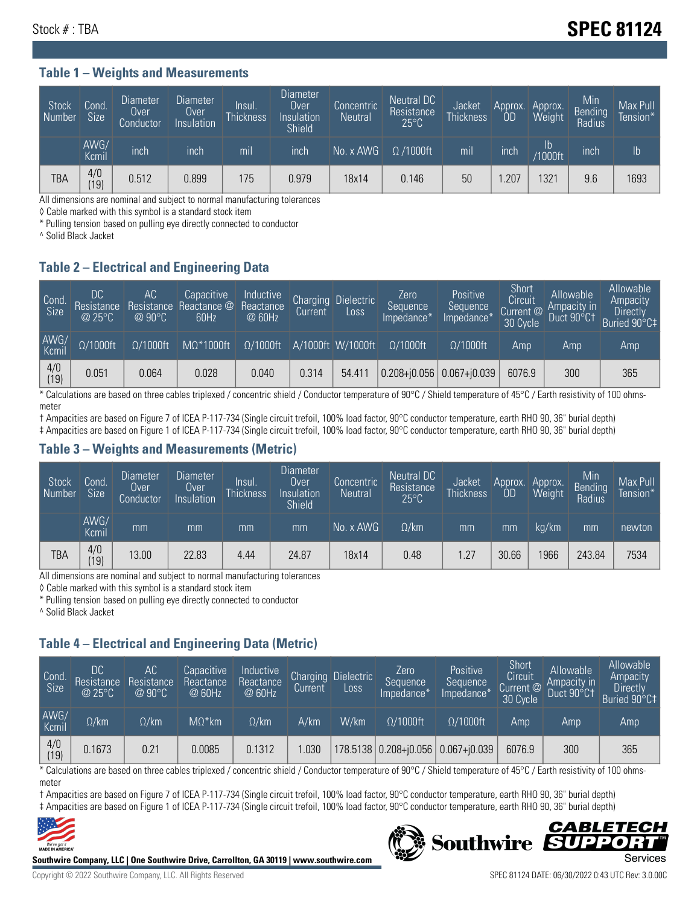Stock # : TBA

# SPEC 81124

## Table 1 – Weights and Measurements

| Stock Number | Cond. Size | Diameter Over Conductor | Diameter Over Insulation | Insul. Thickness | Diameter Over Insulation Shield | Concentric Neutral | Neutral DC Resistance 25°C | Jacket Thickness | Approx. OD | Approx. Weight | Min Bending Radius | Max Pull Tension* |
|---|---|---|---|---|---|---|---|---|---|---|---|---|
| | AWG/ Kcmil | inch | inch | mil | inch | No. x AWG | Ω /1000ft | mil | inch | lb /1000ft | inch | lb |
| TBA | 4/0 (19) | 0.512 | 0.899 | 175 | 0.979 | 18x14 | 0.146 | 50 | 1.207 | 1321 | 9.6 | 1693 |

All dimensions are nominal and subject to normal manufacturing tolerances

◊ Cable marked with this symbol is a standard stock item

* Pulling tension based on pulling eye directly connected to conductor

^ Solid Black Jacket

## Table 2 – Electrical and Engineering Data

| Cond. Size | DC Resistance @ 25°C | AC Resistance @ 90°C | Capacitive Reactance @ 60Hz | Inductive Reactance @ 60Hz | Charging Current | Dielectric Loss | Zero Sequence Impedance* | Positive Sequence Impedance* | Short Circuit Current @ 30 Cycle | Allowable Ampacity in Duct 90°C† | Allowable Ampacity Directly Buried 90°C‡ |
|---|---|---|---|---|---|---|---|---|---|---|---|
| AWG/ Kcmil | Ω/1000ft | Ω/1000ft | MΩ*1000ft | Ω/1000ft | A/1000ft | W/1000ft | Ω/1000ft | Ω/1000ft | Amp | Amp | Amp |
| 4/0 (19) | 0.051 | 0.064 | 0.028 | 0.040 | 0.314 | 54.411 | 0.208+j0.056 | 0.067+j0.039 | 6076.9 | 300 | 365 |

* Calculations are based on three cables triplexed / concentric shield / Conductor temperature of 90°C / Shield temperature of 45°C / Earth resistivity of 100 ohms-meter

† Ampacities are based on Figure 7 of ICEA P-117-734 (Single circuit trefoil, 100% load factor, 90°C conductor temperature, earth RHO 90, 36" burial depth)

‡ Ampacities are based on Figure 1 of ICEA P-117-734 (Single circuit trefoil, 100% load factor, 90°C conductor temperature, earth RHO 90, 36" burial depth)

## Table 3 – Weights and Measurements (Metric)

| Stock Number | Cond. Size | Diameter Over Conductor | Diameter Over Insulation | Insul. Thickness | Diameter Over Insulation Shield | Concentric Neutral | Neutral DC Resistance 25°C | Jacket Thickness | Approx. OD | Approx. Weight | Min Bending Radius | Max Pull Tension* |
|---|---|---|---|---|---|---|---|---|---|---|---|---|
| | AWG/ Kcmil | mm | mm | mm | mm | No. x AWG | Ω/km | mm | mm | kg/km | mm | newton |
| TBA | 4/0 (19) | 13.00 | 22.83 | 4.44 | 24.87 | 18x14 | 0.48 | 1.27 | 30.66 | 1966 | 243.84 | 7534 |

All dimensions are nominal and subject to normal manufacturing tolerances

◊ Cable marked with this symbol is a standard stock item

* Pulling tension based on pulling eye directly connected to conductor

^ Solid Black Jacket

## Table 4 – Electrical and Engineering Data (Metric)

| Cond. Size | DC Resistance @ 25°C | AC Resistance @ 90°C | Capacitive Reactance @ 60Hz | Inductive Reactance @ 60Hz | Charging Current | Dielectric Loss | Zero Sequence Impedance* | Positive Sequence Impedance* | Short Circuit Current @ 30 Cycle | Allowable Ampacity in Duct 90°C† | Allowable Ampacity Directly Buried 90°C‡ |
|---|---|---|---|---|---|---|---|---|---|---|---|
| AWG/ Kcmil | Ω/km | Ω/km | MΩ*km | Ω/km | A/km | W/km | Ω/1000ft | Ω/1000ft | Amp | Amp | Amp |
| 4/0 (19) | 0.1673 | 0.21 | 0.0085 | 0.1312 | 1.030 | 178.5138 | 0.208+j0.056 | 0.067+j0.039 | 6076.9 | 300 | 365 |

* Calculations are based on three cables triplexed / concentric shield / Conductor temperature of 90°C / Shield temperature of 45°C / Earth resistivity of 100 ohms-meter

† Ampacities are based on Figure 7 of ICEA P-117-734 (Single circuit trefoil, 100% load factor, 90°C conductor temperature, earth RHO 90, 36" burial depth)

‡ Ampacities are based on Figure 1 of ICEA P-117-734 (Single circuit trefoil, 100% load factor, 90°C conductor temperature, earth RHO 90, 36" burial depth)

**Southwire Company, LLC | One Southwire Drive, Carrollton, GA 30119 | www.southwire.com**

Copyright © 2022 Southwire Company, LLC. All Rights Reserved

SPEC 81124 DATE: 06/30/2022 0:43 UTC Rev: 3.0.00C